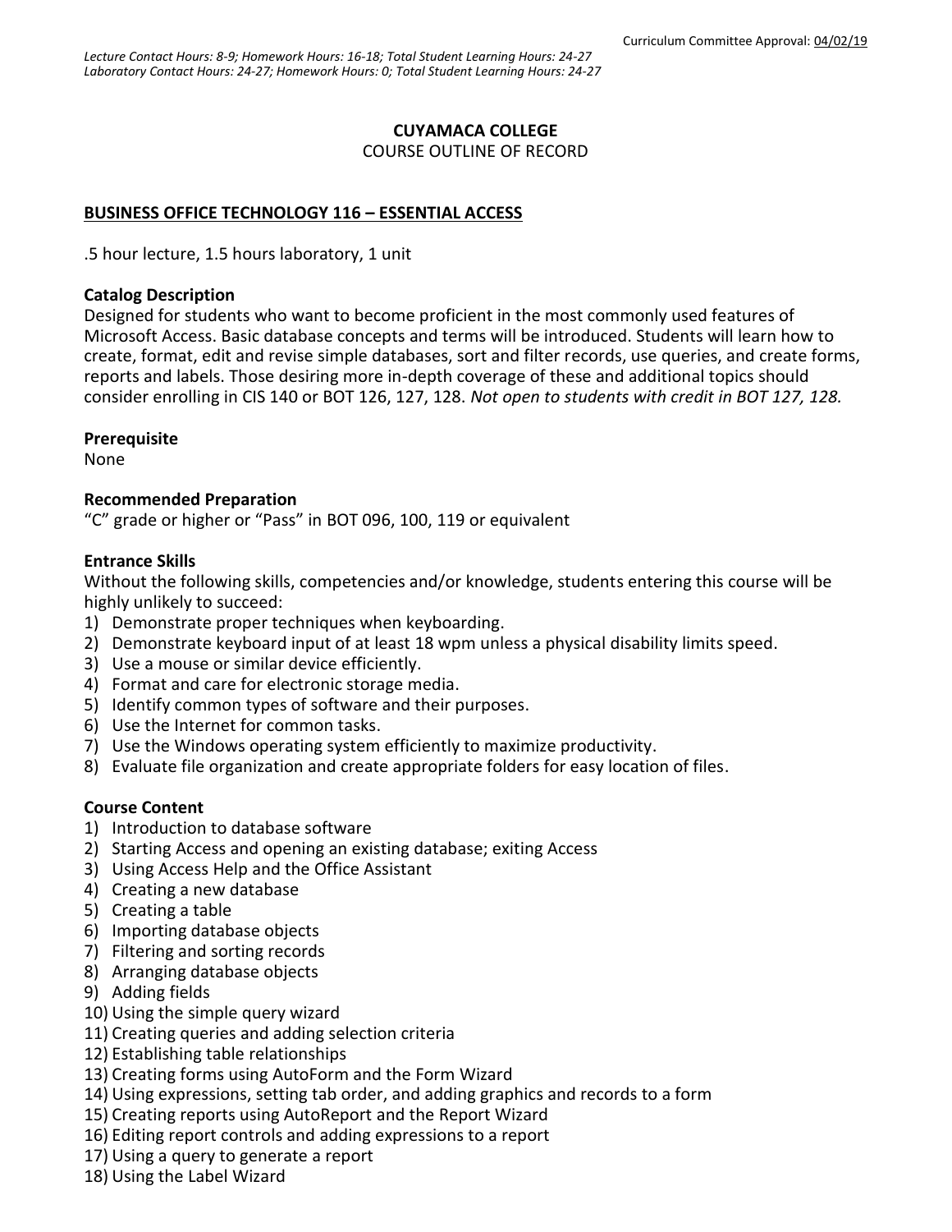Curriculum Committee Approval: 04/02/19

*Lecture Contact Hours: 8-9; Homework Hours: 16-18; Total Student Learning Hours: 24-27*
*Laboratory Contact Hours: 24-27; Homework Hours: 0; Total Student Learning Hours: 24-27*

**CUYAMACA COLLEGE**
COURSE OUTLINE OF RECORD

## BUSINESS OFFICE TECHNOLOGY 116 – ESSENTIAL ACCESS

.5 hour lecture, 1.5 hours laboratory, 1 unit

### Catalog Description

Designed for students who want to become proficient in the most commonly used features of Microsoft Access. Basic database concepts and terms will be introduced. Students will learn how to create, format, edit and revise simple databases, sort and filter records, use queries, and create forms, reports and labels. Those desiring more in-depth coverage of these and additional topics should consider enrolling in CIS 140 or BOT 126, 127, 128. *Not open to students with credit in BOT 127, 128.*

### Prerequisite

None

### Recommended Preparation

"C" grade or higher or "Pass" in BOT 096, 100, 119 or equivalent

### Entrance Skills

Without the following skills, competencies and/or knowledge, students entering this course will be highly unlikely to succeed:

1) Demonstrate proper techniques when keyboarding.
2) Demonstrate keyboard input of at least 18 wpm unless a physical disability limits speed.
3) Use a mouse or similar device efficiently.
4) Format and care for electronic storage media.
5) Identify common types of software and their purposes.
6) Use the Internet for common tasks.
7) Use the Windows operating system efficiently to maximize productivity.
8) Evaluate file organization and create appropriate folders for easy location of files.

### Course Content

1) Introduction to database software
2) Starting Access and opening an existing database; exiting Access
3) Using Access Help and the Office Assistant
4) Creating a new database
5) Creating a table
6) Importing database objects
7) Filtering and sorting records
8) Arranging database objects
9) Adding fields
10) Using the simple query wizard
11) Creating queries and adding selection criteria
12) Establishing table relationships
13) Creating forms using AutoForm and the Form Wizard
14) Using expressions, setting tab order, and adding graphics and records to a form
15) Creating reports using AutoReport and the Report Wizard
16) Editing report controls and adding expressions to a report
17) Using a query to generate a report
18) Using the Label Wizard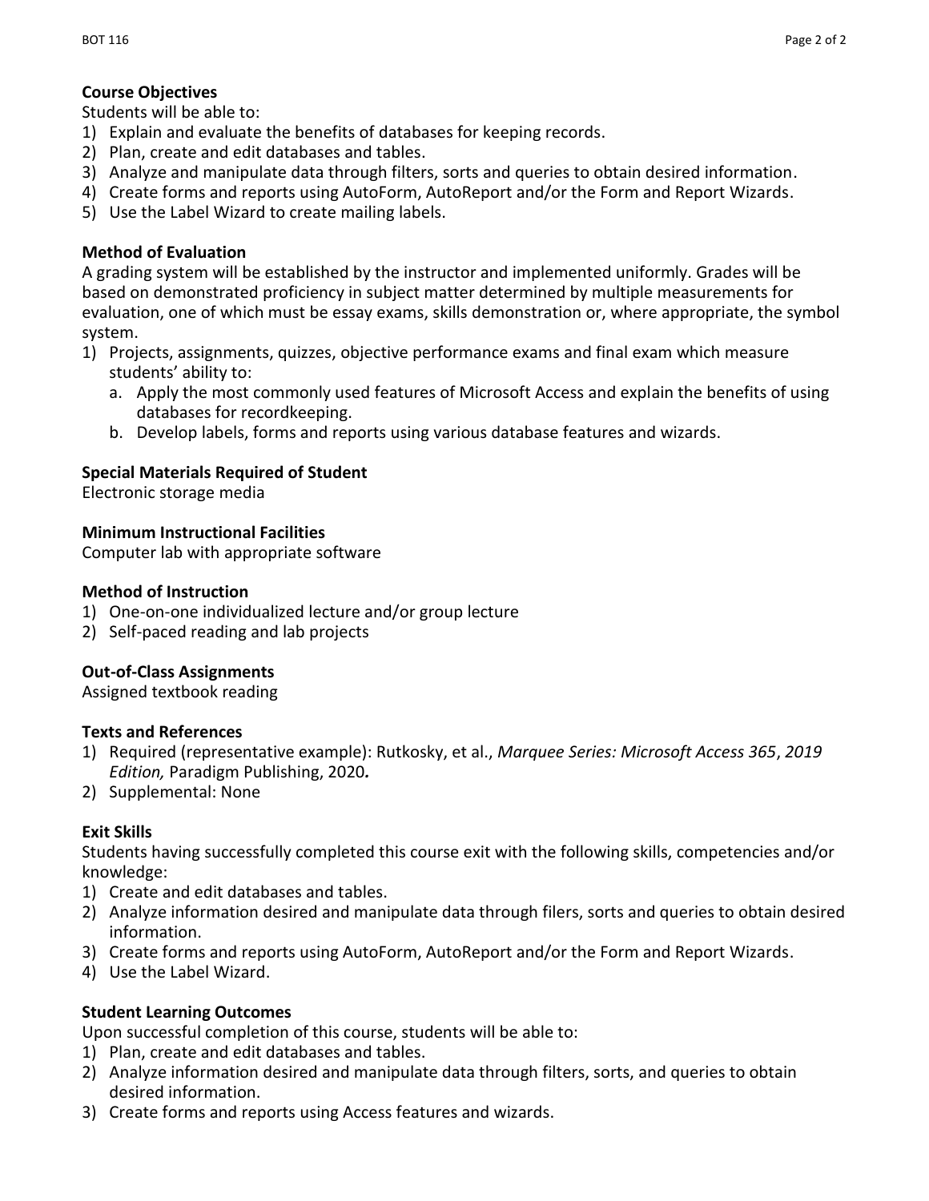**Course Objectives**

Students will be able to:

1) Explain and evaluate the benefits of databases for keeping records.
2) Plan, create and edit databases and tables.
3) Analyze and manipulate data through filters, sorts and queries to obtain desired information.
4) Create forms and reports using AutoForm, AutoReport and/or the Form and Report Wizards.
5) Use the Label Wizard to create mailing labels.

**Method of Evaluation**

A grading system will be established by the instructor and implemented uniformly. Grades will be based on demonstrated proficiency in subject matter determined by multiple measurements for evaluation, one of which must be essay exams, skills demonstration or, where appropriate, the symbol system.

1) Projects, assignments, quizzes, objective performance exams and final exam which measure students' ability to:
   a. Apply the most commonly used features of Microsoft Access and explain the benefits of using databases for recordkeeping.
   b. Develop labels, forms and reports using various database features and wizards.

**Special Materials Required of Student**

Electronic storage media

**Minimum Instructional Facilities**

Computer lab with appropriate software

**Method of Instruction**

1) One-on-one individualized lecture and/or group lecture
2) Self-paced reading and lab projects

**Out-of-Class Assignments**

Assigned textbook reading

**Texts and References**

1) Required (representative example): Rutkosky, et al., *Marquee Series: Microsoft Access 365*, *2019 Edition,* Paradigm Publishing, 2020**.**
2) Supplemental: None

**Exit Skills**

Students having successfully completed this course exit with the following skills, competencies and/or knowledge:

1) Create and edit databases and tables.
2) Analyze information desired and manipulate data through filers, sorts and queries to obtain desired information.
3) Create forms and reports using AutoForm, AutoReport and/or the Form and Report Wizards.
4) Use the Label Wizard.

**Student Learning Outcomes**

Upon successful completion of this course, students will be able to:

1) Plan, create and edit databases and tables.
2) Analyze information desired and manipulate data through filters, sorts, and queries to obtain desired information.
3) Create forms and reports using Access features and wizards.